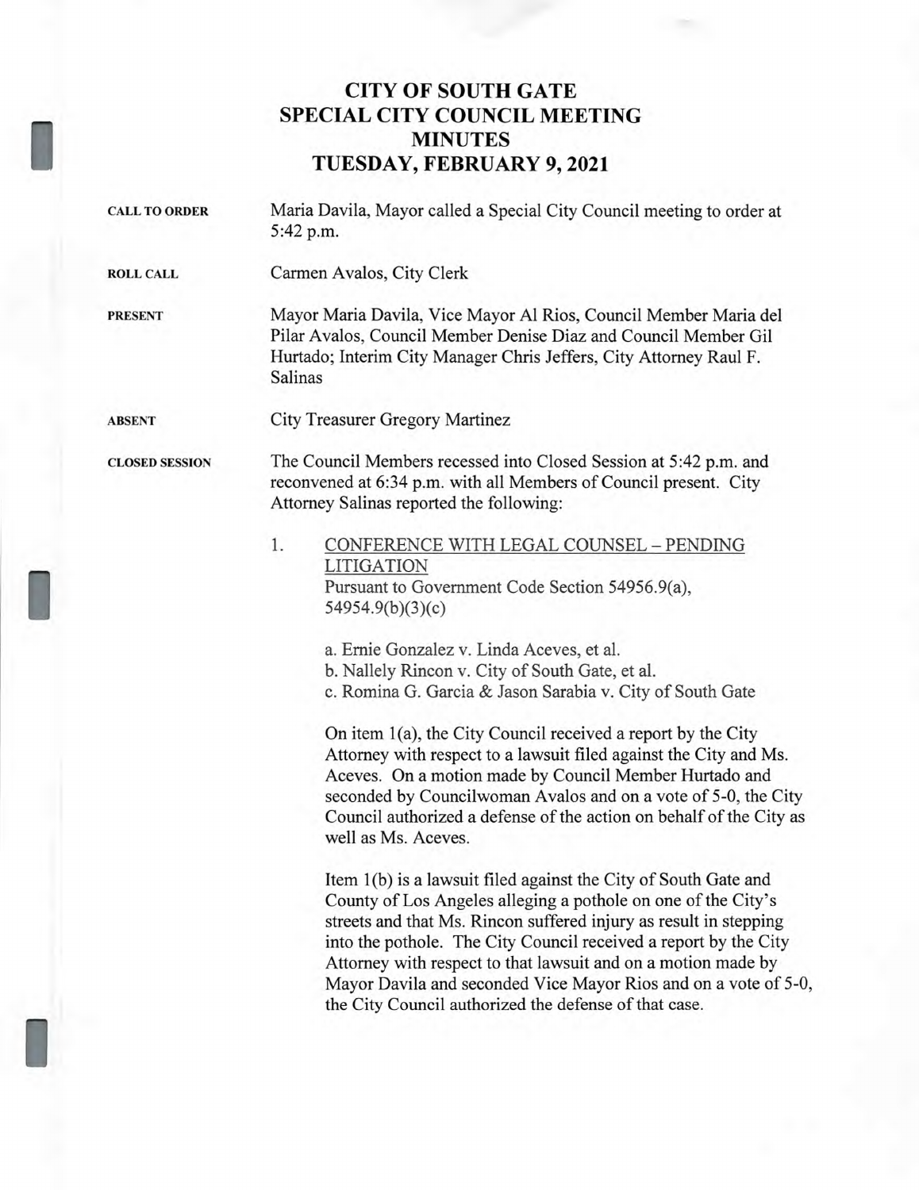# CITY OF SOUTH GATE
# SPECIAL CITY COUNCIL MEETING
# MINUTES
# TUESDAY, FEBRUARY 9, 2021

**CALL TO ORDER**

Maria Davila, Mayor called a Special City Council meeting to order at 5:42 p.m.

**ROLL CALL**

Carmen Avalos, City Clerk

**PRESENT**

Mayor Maria Davila, Vice Mayor Al Rios, Council Member Maria del Pilar Avalos, Council Member Denise Diaz and Council Member Gil Hurtado; Interim City Manager Chris Jeffers, City Attorney Raul F. Salinas

**ABSENT**

City Treasurer Gregory Martinez

**CLOSED SESSION**

The Council Members recessed into Closed Session at 5:42 p.m. and reconvened at 6:34 p.m. with all Members of Council present. City Attorney Salinas reported the following:

1. CONFERENCE WITH LEGAL COUNSEL – PENDING LITIGATION
   Pursuant to Government Code Section 54956.9(a), 54954.9(b)(3)(c)

   a. Ernie Gonzalez v. Linda Aceves, et al.
   b. Nallely Rincon v. City of South Gate, et al.
   c. Romina G. Garcia & Jason Sarabia v. City of South Gate

   On item 1(a), the City Council received a report by the City Attorney with respect to a lawsuit filed against the City and Ms. Aceves. On a motion made by Council Member Hurtado and seconded by Councilwoman Avalos and on a vote of 5-0, the City Council authorized a defense of the action on behalf of the City as well as Ms. Aceves.

   Item 1(b) is a lawsuit filed against the City of South Gate and County of Los Angeles alleging a pothole on one of the City's streets and that Ms. Rincon suffered injury as result in stepping into the pothole. The City Council received a report by the City Attorney with respect to that lawsuit and on a motion made by Mayor Davila and seconded Vice Mayor Rios and on a vote of 5-0, the City Council authorized the defense of that case.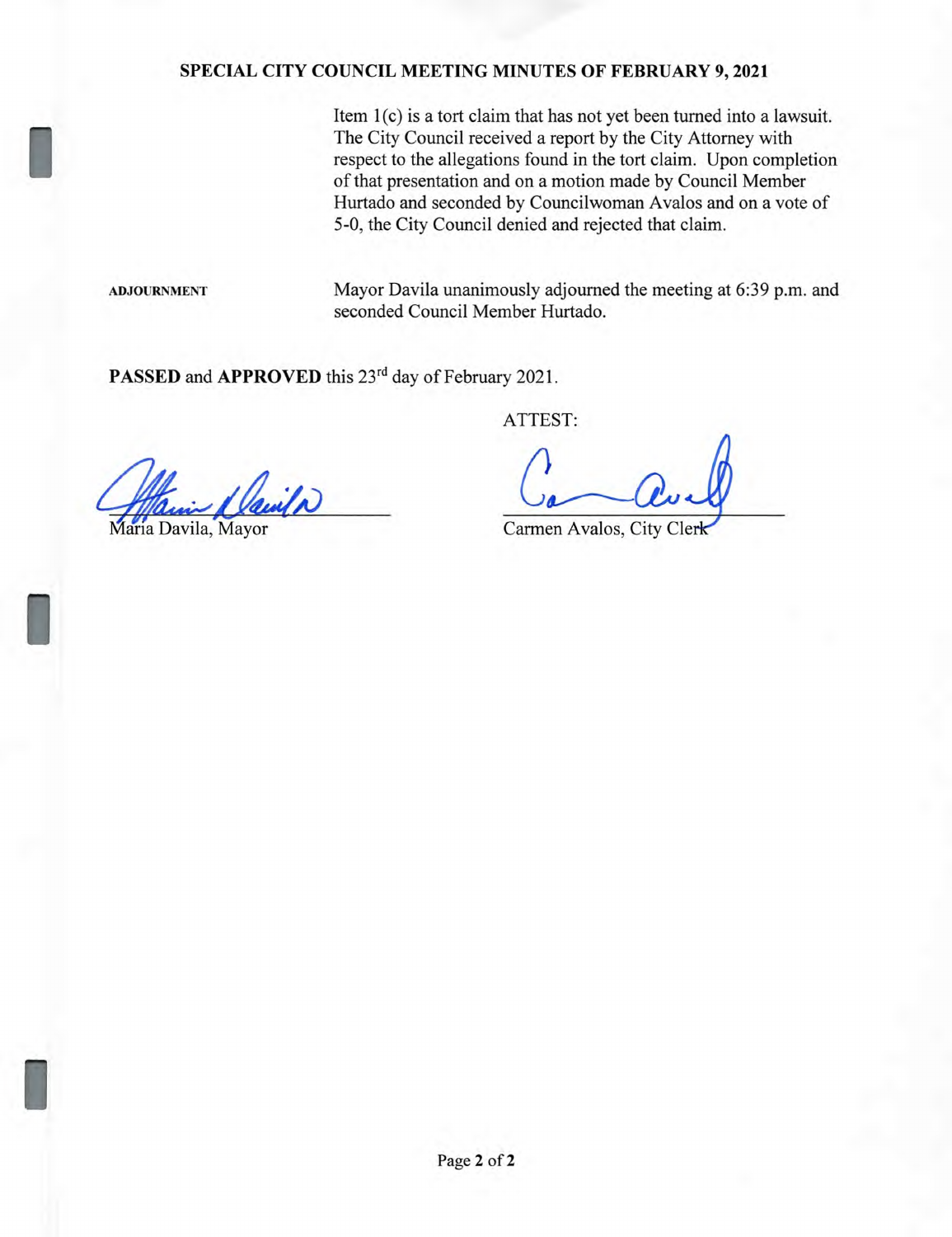**SPECIAL CITY COUNCIL MEETING MINUTES OF FEBRUARY 9, 2021**

Item 1(c) is a tort claim that has not yet been turned into a lawsuit. The City Council received a report by the City Attorney with respect to the allegations found in the tort claim. Upon completion of that presentation and on a motion made by Council Member Hurtado and seconded by Councilwoman Avalos and on a vote of 5-0, the City Council denied and rejected that claim.

**ADJOURNMENT**

Mayor Davila unanimously adjourned the meeting at 6:39 p.m. and seconded Council Member Hurtado.

**PASSED** and **APPROVED** this 23rd day of February 2021.

ATTEST:

Maria Davila, Mayor

Carmen Avalos, City Clerk